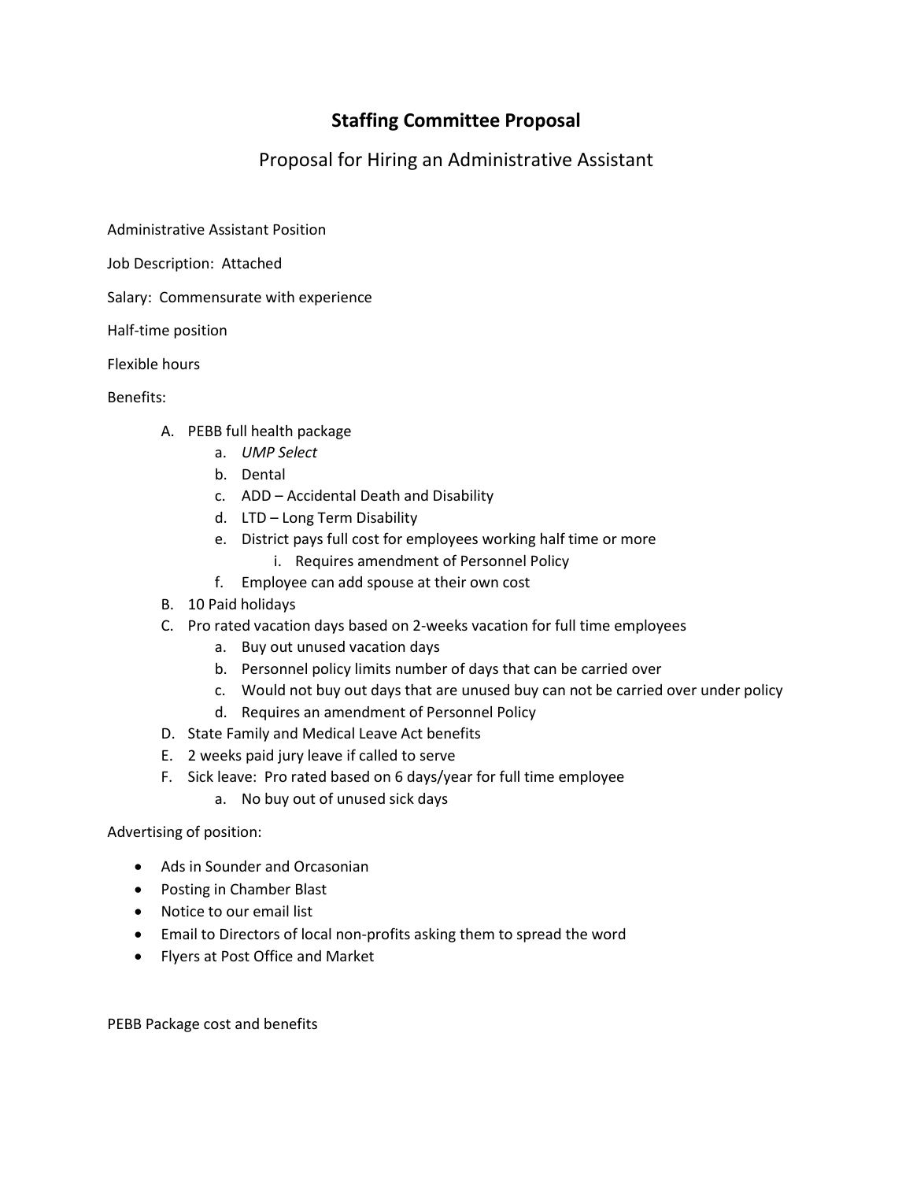# Staffing Committee Proposal

## Proposal for Hiring an Administrative Assistant

Administrative Assistant Position

Job Description: Attached

Salary: Commensurate with experience

Half-time position

Flexible hours

Benefits:

A. PEBB full health package
    a. *UMP Select*
    b. Dental
    c. ADD – Accidental Death and Disability
    d. LTD – Long Term Disability
    e. District pays full cost for employees working half time or more
        i. Requires amendment of Personnel Policy
    f. Employee can add spouse at their own cost
B. 10 Paid holidays
C. Pro rated vacation days based on 2-weeks vacation for full time employees
    a. Buy out unused vacation days
    b. Personnel policy limits number of days that can be carried over
    c. Would not buy out days that are unused buy can not be carried over under policy
    d. Requires an amendment of Personnel Policy
D. State Family and Medical Leave Act benefits
E. 2 weeks paid jury leave if called to serve
F. Sick leave: Pro rated based on 6 days/year for full time employee
    a. No buy out of unused sick days

Advertising of position:

- Ads in Sounder and Orcasonian
- Posting in Chamber Blast
- Notice to our email list
- Email to Directors of local non-profits asking them to spread the word
- Flyers at Post Office and Market

PEBB Package cost and benefits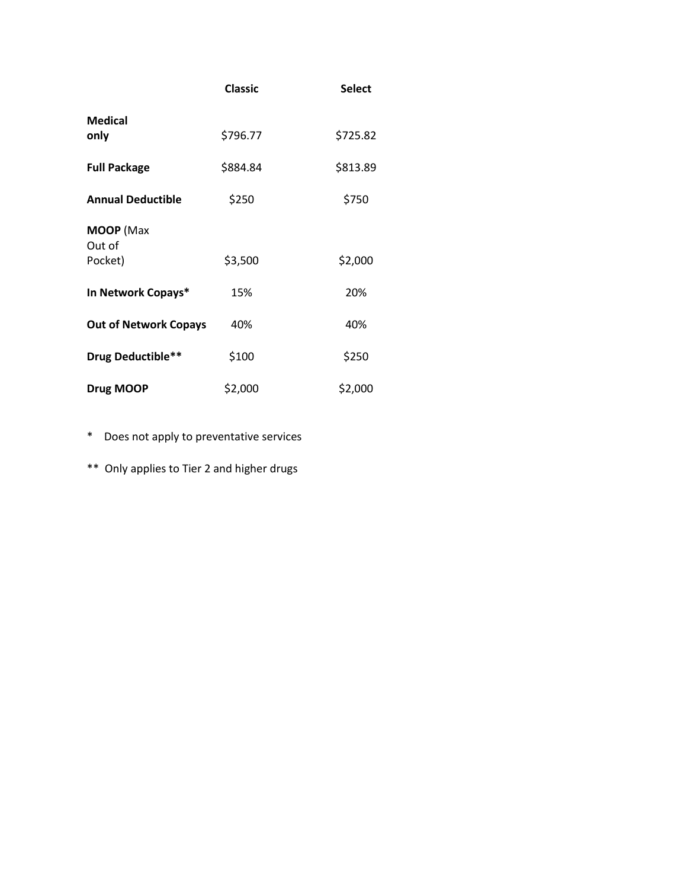| | Classic | Select |
|---|---|---|
| **Medical only** | $796.77 | $725.82 |
| **Full Package** | $884.84 | $813.89 |
| **Annual Deductible** | $250 | $750 |
| **MOOP** (Max Out of Pocket) | $3,500 | $2,000 |
| **In Network Copays*** | 15% | 20% |
| **Out of Network Copays** | 40% | 40% |
| **Drug Deductible**** | $100 | $250 |
| **Drug MOOP** | $2,000 | $2,000 |

* Does not apply to preventative services

** Only applies to Tier 2 and higher drugs